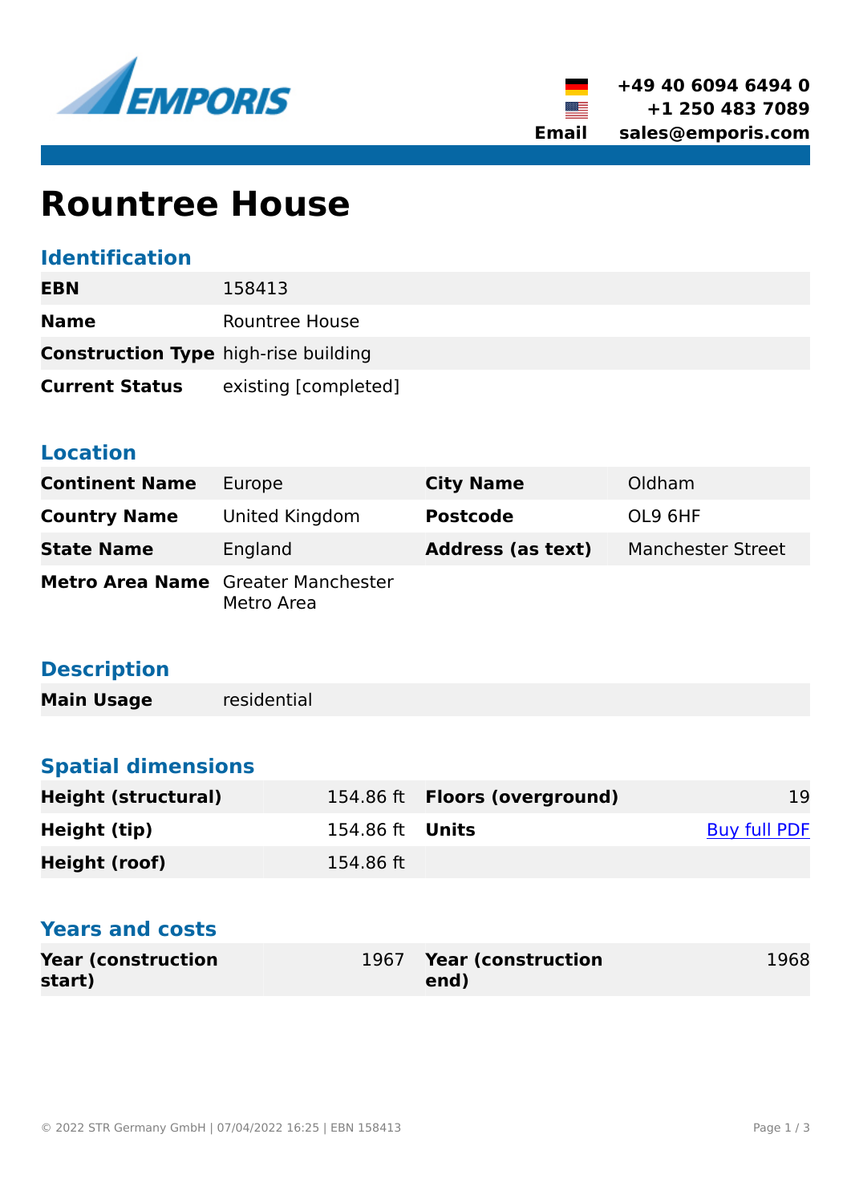+49 40 6094 6494 0
+1 250 483 7089
Email sales@emporis.com

# Rountree House

## Identification

| | |
|---|---|
| **EBN** | 158413 |
| **Name** | Rountree House |
| **Construction Type** | high-rise building |
| **Current Status** | existing [completed] |

## Location

| | | | |
|---|---|---|---|
| **Continent Name** | Europe | **City Name** | Oldham |
| **Country Name** | United Kingdom | **Postcode** | OL9 6HF |
| **State Name** | England | **Address (as text)** | Manchester Street |
| **Metro Area Name** | Greater Manchester Metro Area | | |

## Description

| | |
|---|---|
| **Main Usage** | residential |

## Spatial dimensions

| | | | |
|---|---|---|---|
| **Height (structural)** | 154.86 ft | **Floors (overground)** | 19 |
| **Height (tip)** | 154.86 ft | **Units** | Buy full PDF |
| **Height (roof)** | 154.86 ft | | |

## Years and costs

| | | | |
|---|---|---|---|
| **Year (construction start)** | 1967 | **Year (construction end)** | 1968 |

© 2022 STR Germany GmbH | 07/04/2022 16:25 | EBN 158413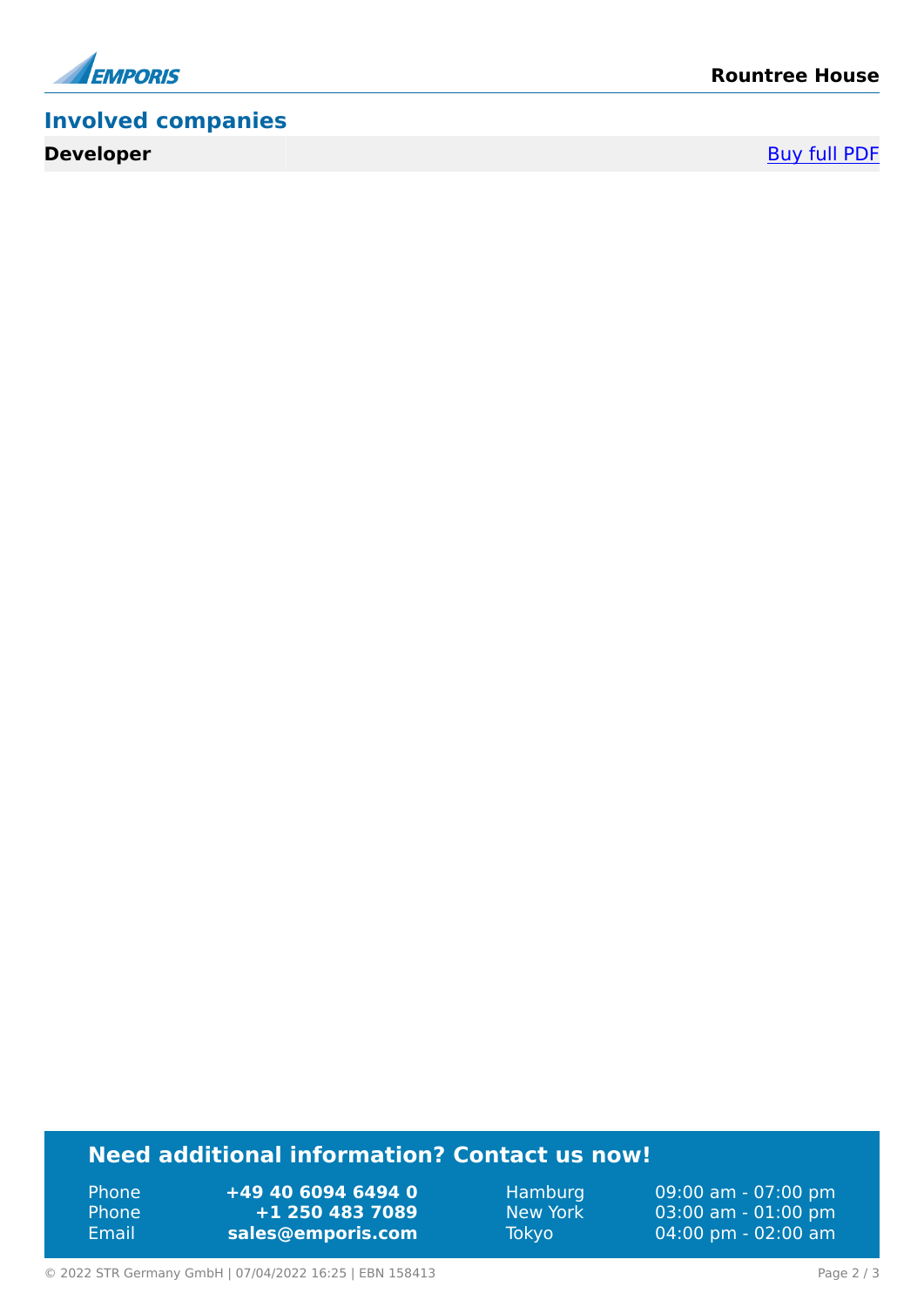## Involved companies

| Developer | Buy full PDF |
|---|---|

## Need additional information? Contact us now!

| | | | |
|---|---|---|---|
| Phone | **+49 40 6094 6494 0** | Hamburg | 09:00 am - 07:00 pm |
| Phone | **+1 250 483 7089** | New York | 03:00 am - 01:00 pm |
| Email | **sales@emporis.com** | Tokyo | 04:00 pm - 02:00 am |

© 2022 STR Germany GmbH | 07/04/2022 16:25 | EBN 158413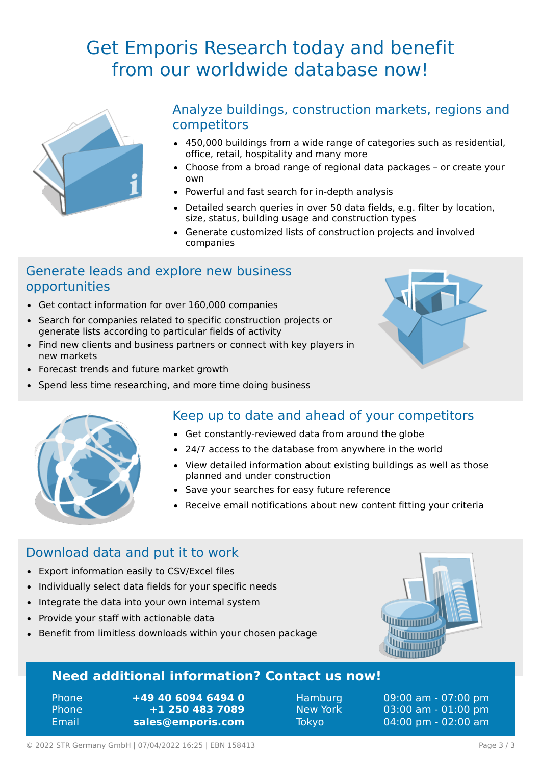# Get Emporis Research today and benefit from our worldwide database now!

## Analyze buildings, construction markets, regions and competitors

- 450,000 buildings from a wide range of categories such as residential, office, retail, hospitality and many more
- Choose from a broad range of regional data packages – or create your own
- Powerful and fast search for in-depth analysis
- Detailed search queries in over 50 data fields, e.g. filter by location, size, status, building usage and construction types
- Generate customized lists of construction projects and involved companies

## Generate leads and explore new business opportunities

- Get contact information for over 160,000 companies
- Search for companies related to specific construction projects or generate lists according to particular fields of activity
- Find new clients and business partners or connect with key players in new markets
- Forecast trends and future market growth
- Spend less time researching, and more time doing business

## Keep up to date and ahead of your competitors

- Get constantly-reviewed data from around the globe
- 24/7 access to the database from anywhere in the world
- View detailed information about existing buildings as well as those planned and under construction
- Save your searches for easy future reference
- Receive email notifications about new content fitting your criteria

## Download data and put it to work

- Export information easily to CSV/Excel files
- Individually select data fields for your specific needs
- Integrate the data into your own internal system
- Provide your staff with actionable data
- Benefit from limitless downloads within your chosen package

### Need additional information? Contact us now!

| | | | |
|---|---|---|---|
| Phone | **+49 40 6094 6494 0** | Hamburg | 09:00 am - 07:00 pm |
| Phone | **+1 250 483 7089** | New York | 03:00 am - 01:00 pm |
| Email | **sales@emporis.com** | Tokyo | 04:00 pm - 02:00 am |

© 2022 STR Germany GmbH | 07/04/2022 16:25 | EBN 158413